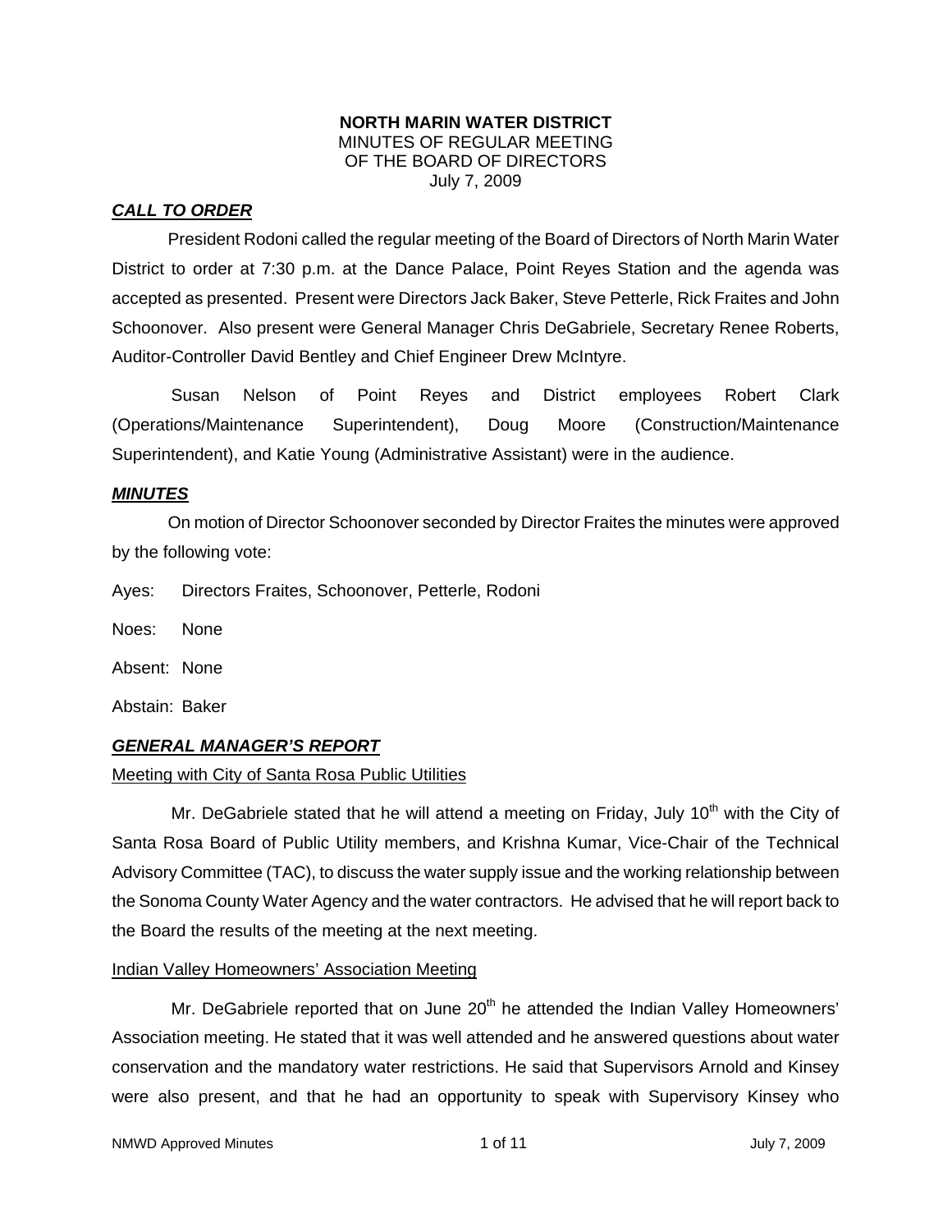**NORTH MARIN WATER DISTRICT**
MINUTES OF REGULAR MEETING
OF THE BOARD OF DIRECTORS
July 7, 2009

***CALL TO ORDER***

President Rodoni called the regular meeting of the Board of Directors of North Marin Water District to order at 7:30 p.m. at the Dance Palace, Point Reyes Station and the agenda was accepted as presented. Present were Directors Jack Baker, Steve Petterle, Rick Fraites and John Schoonover. Also present were General Manager Chris DeGabriele, Secretary Renee Roberts, Auditor-Controller David Bentley and Chief Engineer Drew McIntyre.

Susan Nelson of Point Reyes and District employees Robert Clark (Operations/Maintenance Superintendent), Doug Moore (Construction/Maintenance Superintendent), and Katie Young (Administrative Assistant) were in the audience.

***MINUTES***

On motion of Director Schoonover seconded by Director Fraites the minutes were approved by the following vote:

Ayes: Directors Fraites, Schoonover, Petterle, Rodoni

Noes: None

Absent: None

Abstain: Baker

***GENERAL MANAGER'S REPORT***

Meeting with City of Santa Rosa Public Utilities

Mr. DeGabriele stated that he will attend a meeting on Friday, July 10th with the City of Santa Rosa Board of Public Utility members, and Krishna Kumar, Vice-Chair of the Technical Advisory Committee (TAC), to discuss the water supply issue and the working relationship between the Sonoma County Water Agency and the water contractors. He advised that he will report back to the Board the results of the meeting at the next meeting.

Indian Valley Homeowners' Association Meeting

Mr. DeGabriele reported that on June 20th he attended the Indian Valley Homeowners' Association meeting. He stated that it was well attended and he answered questions about water conservation and the mandatory water restrictions. He said that Supervisors Arnold and Kinsey were also present, and that he had an opportunity to speak with Supervisory Kinsey who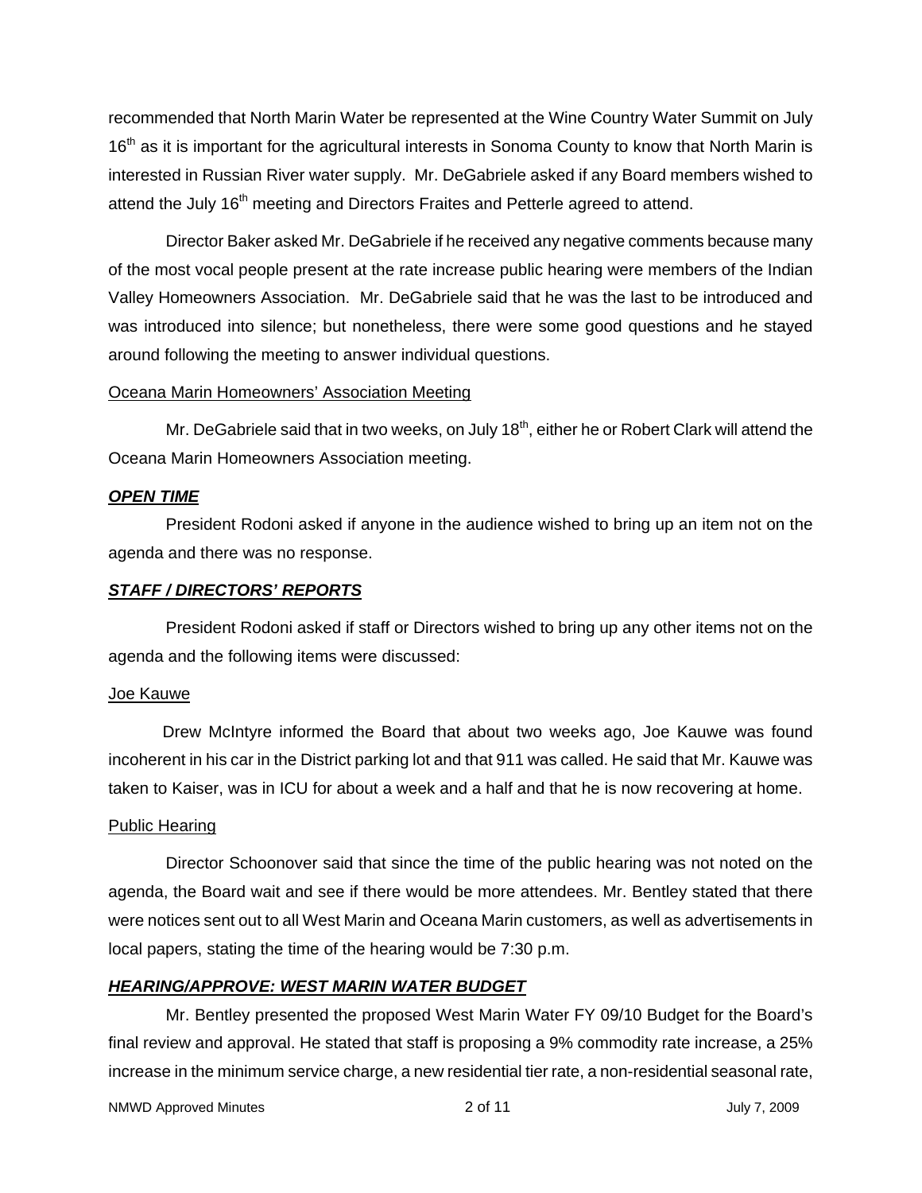recommended that North Marin Water be represented at the Wine Country Water Summit on July 16th as it is important for the agricultural interests in Sonoma County to know that North Marin is interested in Russian River water supply. Mr. DeGabriele asked if any Board members wished to attend the July 16th meeting and Directors Fraites and Petterle agreed to attend.

Director Baker asked Mr. DeGabriele if he received any negative comments because many of the most vocal people present at the rate increase public hearing were members of the Indian Valley Homeowners Association. Mr. DeGabriele said that he was the last to be introduced and was introduced into silence; but nonetheless, there were some good questions and he stayed around following the meeting to answer individual questions.

Oceana Marin Homeowners' Association Meeting

Mr. DeGabriele said that in two weeks, on July 18th, either he or Robert Clark will attend the Oceana Marin Homeowners Association meeting.

***OPEN TIME***

President Rodoni asked if anyone in the audience wished to bring up an item not on the agenda and there was no response.

***STAFF / DIRECTORS' REPORTS***

President Rodoni asked if staff or Directors wished to bring up any other items not on the agenda and the following items were discussed:

Joe Kauwe

Drew McIntyre informed the Board that about two weeks ago, Joe Kauwe was found incoherent in his car in the District parking lot and that 911 was called. He said that Mr. Kauwe was taken to Kaiser, was in ICU for about a week and a half and that he is now recovering at home.

Public Hearing

Director Schoonover said that since the time of the public hearing was not noted on the agenda, the Board wait and see if there would be more attendees. Mr. Bentley stated that there were notices sent out to all West Marin and Oceana Marin customers, as well as advertisements in local papers, stating the time of the hearing would be 7:30 p.m.

***HEARING/APPROVE: WEST MARIN WATER BUDGET***

Mr. Bentley presented the proposed West Marin Water FY 09/10 Budget for the Board's final review and approval. He stated that staff is proposing a 9% commodity rate increase, a 25% increase in the minimum service charge, a new residential tier rate, a non-residential seasonal rate,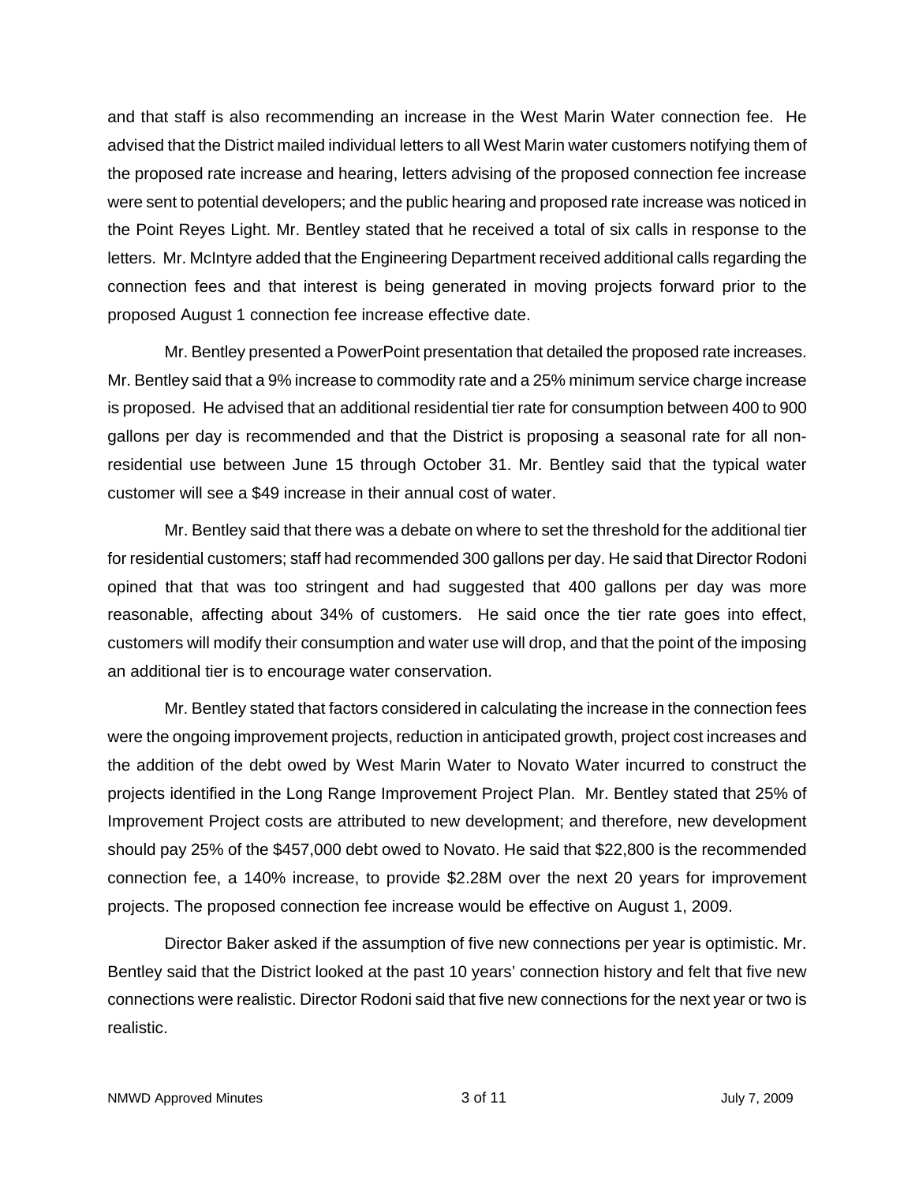and that staff is also recommending an increase in the West Marin Water connection fee. He advised that the District mailed individual letters to all West Marin water customers notifying them of the proposed rate increase and hearing, letters advising of the proposed connection fee increase were sent to potential developers; and the public hearing and proposed rate increase was noticed in the Point Reyes Light. Mr. Bentley stated that he received a total of six calls in response to the letters. Mr. McIntyre added that the Engineering Department received additional calls regarding the connection fees and that interest is being generated in moving projects forward prior to the proposed August 1 connection fee increase effective date.

Mr. Bentley presented a PowerPoint presentation that detailed the proposed rate increases. Mr. Bentley said that a 9% increase to commodity rate and a 25% minimum service charge increase is proposed. He advised that an additional residential tier rate for consumption between 400 to 900 gallons per day is recommended and that the District is proposing a seasonal rate for all non-residential use between June 15 through October 31. Mr. Bentley said that the typical water customer will see a $49 increase in their annual cost of water.

Mr. Bentley said that there was a debate on where to set the threshold for the additional tier for residential customers; staff had recommended 300 gallons per day. He said that Director Rodoni opined that that was too stringent and had suggested that 400 gallons per day was more reasonable, affecting about 34% of customers. He said once the tier rate goes into effect, customers will modify their consumption and water use will drop, and that the point of the imposing an additional tier is to encourage water conservation.

Mr. Bentley stated that factors considered in calculating the increase in the connection fees were the ongoing improvement projects, reduction in anticipated growth, project cost increases and the addition of the debt owed by West Marin Water to Novato Water incurred to construct the projects identified in the Long Range Improvement Project Plan. Mr. Bentley stated that 25% of Improvement Project costs are attributed to new development; and therefore, new development should pay 25% of the $457,000 debt owed to Novato. He said that $22,800 is the recommended connection fee, a 140% increase, to provide $2.28M over the next 20 years for improvement projects. The proposed connection fee increase would be effective on August 1, 2009.

Director Baker asked if the assumption of five new connections per year is optimistic. Mr. Bentley said that the District looked at the past 10 years' connection history and felt that five new connections were realistic. Director Rodoni said that five new connections for the next year or two is realistic.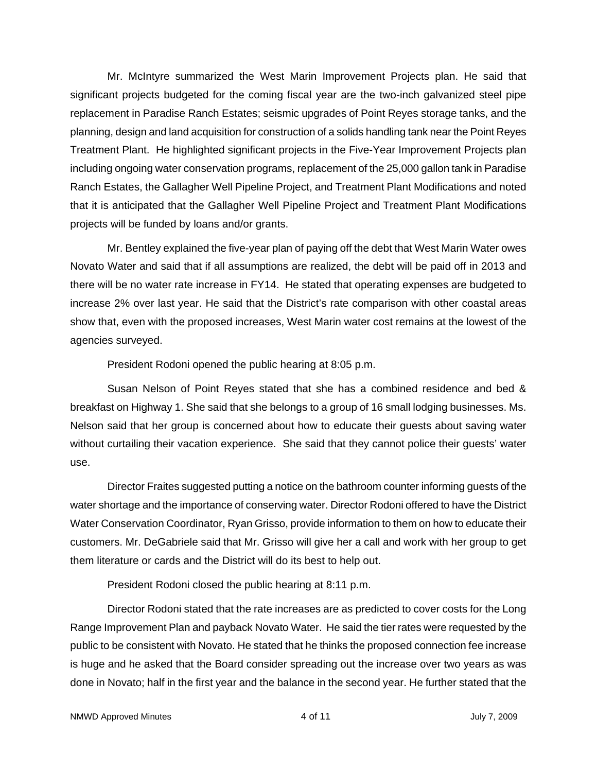Mr. McIntyre summarized the West Marin Improvement Projects plan. He said that significant projects budgeted for the coming fiscal year are the two-inch galvanized steel pipe replacement in Paradise Ranch Estates; seismic upgrades of Point Reyes storage tanks, and the planning, design and land acquisition for construction of a solids handling tank near the Point Reyes Treatment Plant. He highlighted significant projects in the Five-Year Improvement Projects plan including ongoing water conservation programs, replacement of the 25,000 gallon tank in Paradise Ranch Estates, the Gallagher Well Pipeline Project, and Treatment Plant Modifications and noted that it is anticipated that the Gallagher Well Pipeline Project and Treatment Plant Modifications projects will be funded by loans and/or grants.

Mr. Bentley explained the five-year plan of paying off the debt that West Marin Water owes Novato Water and said that if all assumptions are realized, the debt will be paid off in 2013 and there will be no water rate increase in FY14. He stated that operating expenses are budgeted to increase 2% over last year. He said that the District's rate comparison with other coastal areas show that, even with the proposed increases, West Marin water cost remains at the lowest of the agencies surveyed.

President Rodoni opened the public hearing at 8:05 p.m.

Susan Nelson of Point Reyes stated that she has a combined residence and bed & breakfast on Highway 1. She said that she belongs to a group of 16 small lodging businesses. Ms. Nelson said that her group is concerned about how to educate their guests about saving water without curtailing their vacation experience. She said that they cannot police their guests' water use.

Director Fraites suggested putting a notice on the bathroom counter informing guests of the water shortage and the importance of conserving water. Director Rodoni offered to have the District Water Conservation Coordinator, Ryan Grisso, provide information to them on how to educate their customers. Mr. DeGabriele said that Mr. Grisso will give her a call and work with her group to get them literature or cards and the District will do its best to help out.

President Rodoni closed the public hearing at 8:11 p.m.

Director Rodoni stated that the rate increases are as predicted to cover costs for the Long Range Improvement Plan and payback Novato Water. He said the tier rates were requested by the public to be consistent with Novato. He stated that he thinks the proposed connection fee increase is huge and he asked that the Board consider spreading out the increase over two years as was done in Novato; half in the first year and the balance in the second year. He further stated that the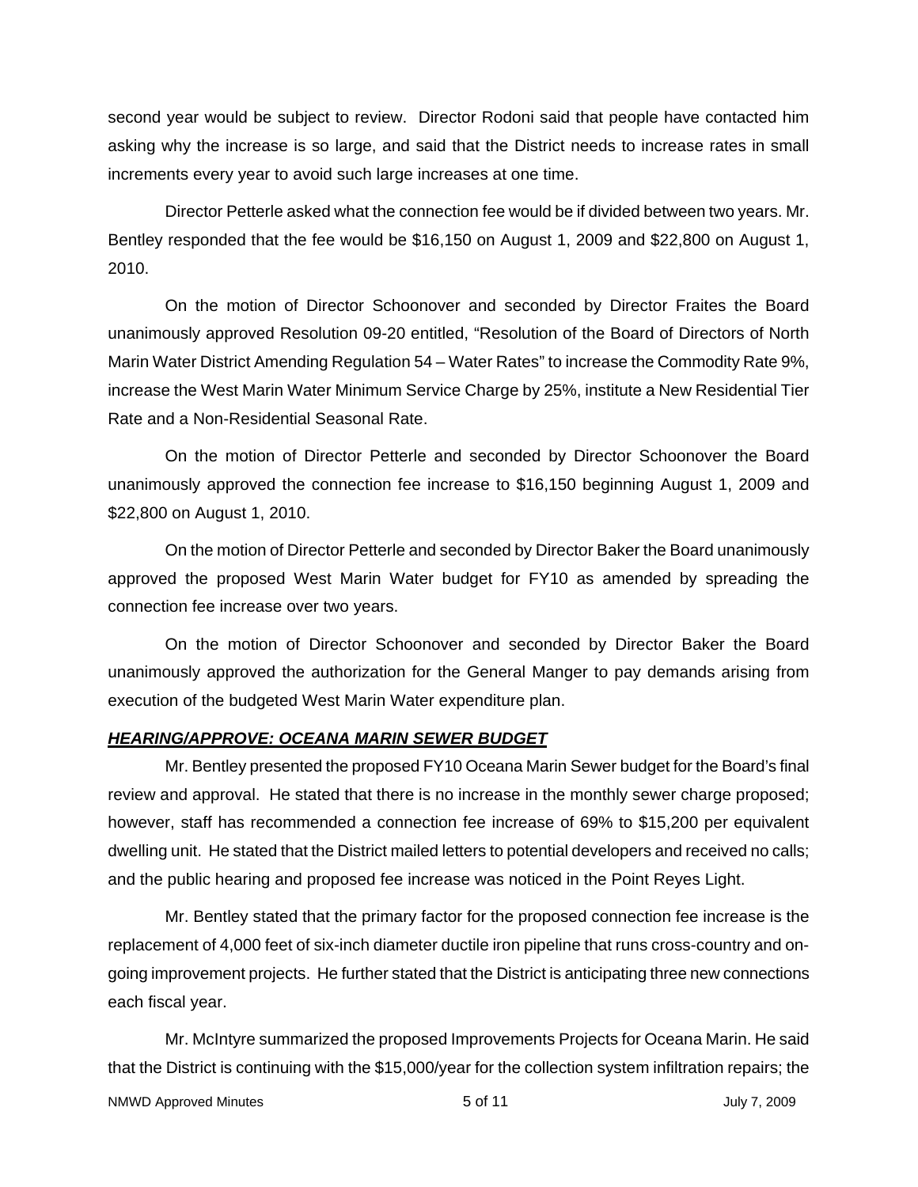second year would be subject to review. Director Rodoni said that people have contacted him asking why the increase is so large, and said that the District needs to increase rates in small increments every year to avoid such large increases at one time.

Director Petterle asked what the connection fee would be if divided between two years. Mr. Bentley responded that the fee would be $16,150 on August 1, 2009 and $22,800 on August 1, 2010.

On the motion of Director Schoonover and seconded by Director Fraites the Board unanimously approved Resolution 09-20 entitled, "Resolution of the Board of Directors of North Marin Water District Amending Regulation 54 – Water Rates" to increase the Commodity Rate 9%, increase the West Marin Water Minimum Service Charge by 25%, institute a New Residential Tier Rate and a Non-Residential Seasonal Rate.

On the motion of Director Petterle and seconded by Director Schoonover the Board unanimously approved the connection fee increase to $16,150 beginning August 1, 2009 and $22,800 on August 1, 2010.

On the motion of Director Petterle and seconded by Director Baker the Board unanimously approved the proposed West Marin Water budget for FY10 as amended by spreading the connection fee increase over two years.

On the motion of Director Schoonover and seconded by Director Baker the Board unanimously approved the authorization for the General Manger to pay demands arising from execution of the budgeted West Marin Water expenditure plan.

***HEARING/APPROVE: OCEANA MARIN SEWER BUDGET***

Mr. Bentley presented the proposed FY10 Oceana Marin Sewer budget for the Board's final review and approval. He stated that there is no increase in the monthly sewer charge proposed; however, staff has recommended a connection fee increase of 69% to $15,200 per equivalent dwelling unit. He stated that the District mailed letters to potential developers and received no calls; and the public hearing and proposed fee increase was noticed in the Point Reyes Light.

Mr. Bentley stated that the primary factor for the proposed connection fee increase is the replacement of 4,000 feet of six-inch diameter ductile iron pipeline that runs cross-country and on-going improvement projects. He further stated that the District is anticipating three new connections each fiscal year.

Mr. McIntyre summarized the proposed Improvements Projects for Oceana Marin. He said that the District is continuing with the $15,000/year for the collection system infiltration repairs; the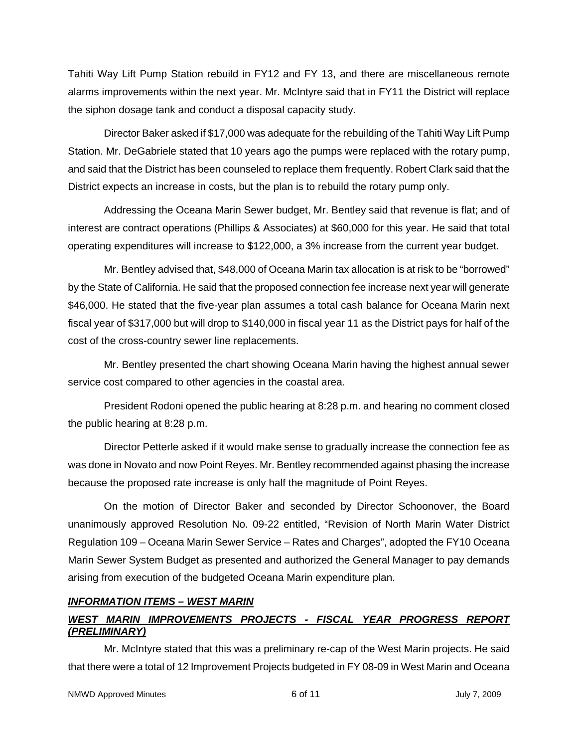Tahiti Way Lift Pump Station rebuild in FY12 and FY 13, and there are miscellaneous remote alarms improvements within the next year. Mr. McIntyre said that in FY11 the District will replace the siphon dosage tank and conduct a disposal capacity study.

Director Baker asked if $17,000 was adequate for the rebuilding of the Tahiti Way Lift Pump Station. Mr. DeGabriele stated that 10 years ago the pumps were replaced with the rotary pump, and said that the District has been counseled to replace them frequently. Robert Clark said that the District expects an increase in costs, but the plan is to rebuild the rotary pump only.

Addressing the Oceana Marin Sewer budget, Mr. Bentley said that revenue is flat; and of interest are contract operations (Phillips & Associates) at $60,000 for this year. He said that total operating expenditures will increase to $122,000, a 3% increase from the current year budget.

Mr. Bentley advised that, $48,000 of Oceana Marin tax allocation is at risk to be "borrowed" by the State of California. He said that the proposed connection fee increase next year will generate $46,000. He stated that the five-year plan assumes a total cash balance for Oceana Marin next fiscal year of $317,000 but will drop to $140,000 in fiscal year 11 as the District pays for half of the cost of the cross-country sewer line replacements.

Mr. Bentley presented the chart showing Oceana Marin having the highest annual sewer service cost compared to other agencies in the coastal area.

President Rodoni opened the public hearing at 8:28 p.m. and hearing no comment closed the public hearing at 8:28 p.m.

Director Petterle asked if it would make sense to gradually increase the connection fee as was done in Novato and now Point Reyes. Mr. Bentley recommended against phasing the increase because the proposed rate increase is only half the magnitude of Point Reyes.

On the motion of Director Baker and seconded by Director Schoonover, the Board unanimously approved Resolution No. 09-22 entitled, "Revision of North Marin Water District Regulation 109 – Oceana Marin Sewer Service – Rates and Charges", adopted the FY10 Oceana Marin Sewer System Budget as presented and authorized the General Manager to pay demands arising from execution of the budgeted Oceana Marin expenditure plan.

***INFORMATION ITEMS – WEST MARIN***

***WEST MARIN IMPROVEMENTS PROJECTS - FISCAL YEAR PROGRESS REPORT (PRELIMINARY)***

Mr. McIntyre stated that this was a preliminary re-cap of the West Marin projects. He said that there were a total of 12 Improvement Projects budgeted in FY 08-09 in West Marin and Oceana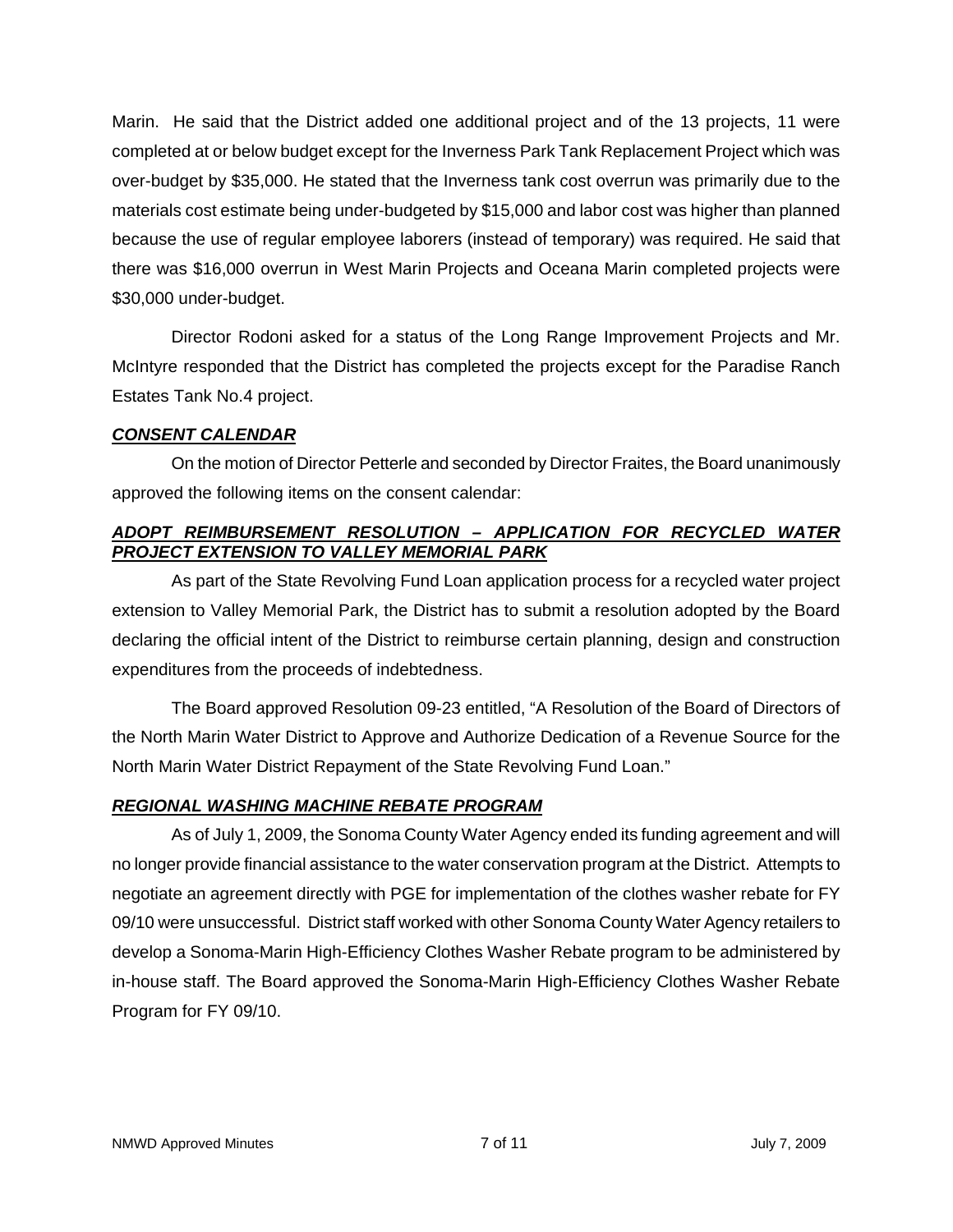Marin. He said that the District added one additional project and of the 13 projects, 11 were completed at or below budget except for the Inverness Park Tank Replacement Project which was over-budget by $35,000. He stated that the Inverness tank cost overrun was primarily due to the materials cost estimate being under-budgeted by $15,000 and labor cost was higher than planned because the use of regular employee laborers (instead of temporary) was required. He said that there was $16,000 overrun in West Marin Projects and Oceana Marin completed projects were $30,000 under-budget.

Director Rodoni asked for a status of the Long Range Improvement Projects and Mr. McIntyre responded that the District has completed the projects except for the Paradise Ranch Estates Tank No.4 project.

***CONSENT CALENDAR***

On the motion of Director Petterle and seconded by Director Fraites, the Board unanimously approved the following items on the consent calendar:

***ADOPT REIMBURSEMENT RESOLUTION – APPLICATION FOR RECYCLED WATER PROJECT EXTENSION TO VALLEY MEMORIAL PARK***

As part of the State Revolving Fund Loan application process for a recycled water project extension to Valley Memorial Park, the District has to submit a resolution adopted by the Board declaring the official intent of the District to reimburse certain planning, design and construction expenditures from the proceeds of indebtedness.

The Board approved Resolution 09-23 entitled, "A Resolution of the Board of Directors of the North Marin Water District to Approve and Authorize Dedication of a Revenue Source for the North Marin Water District Repayment of the State Revolving Fund Loan."

***REGIONAL WASHING MACHINE REBATE PROGRAM***

As of July 1, 2009, the Sonoma County Water Agency ended its funding agreement and will no longer provide financial assistance to the water conservation program at the District. Attempts to negotiate an agreement directly with PGE for implementation of the clothes washer rebate for FY 09/10 were unsuccessful. District staff worked with other Sonoma County Water Agency retailers to develop a Sonoma-Marin High-Efficiency Clothes Washer Rebate program to be administered by in-house staff. The Board approved the Sonoma-Marin High-Efficiency Clothes Washer Rebate Program for FY 09/10.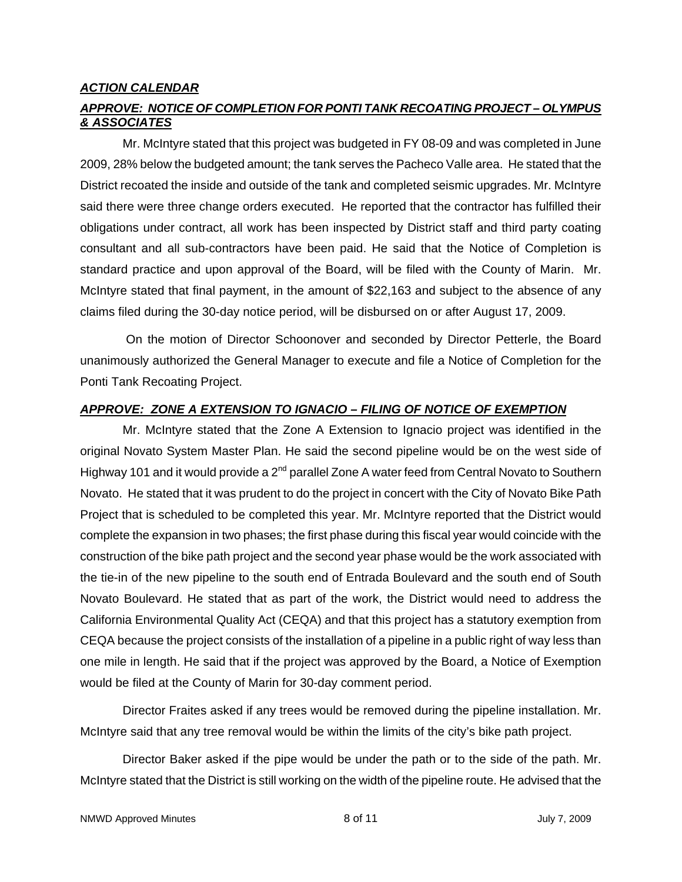***ACTION CALENDAR***

***APPROVE: NOTICE OF COMPLETION FOR PONTI TANK RECOATING PROJECT – OLYMPUS & ASSOCIATES***

Mr. McIntyre stated that this project was budgeted in FY 08-09 and was completed in June 2009, 28% below the budgeted amount; the tank serves the Pacheco Valle area. He stated that the District recoated the inside and outside of the tank and completed seismic upgrades. Mr. McIntyre said there were three change orders executed. He reported that the contractor has fulfilled their obligations under contract, all work has been inspected by District staff and third party coating consultant and all sub-contractors have been paid. He said that the Notice of Completion is standard practice and upon approval of the Board, will be filed with the County of Marin. Mr. McIntyre stated that final payment, in the amount of $22,163 and subject to the absence of any claims filed during the 30-day notice period, will be disbursed on or after August 17, 2009.

On the motion of Director Schoonover and seconded by Director Petterle, the Board unanimously authorized the General Manager to execute and file a Notice of Completion for the Ponti Tank Recoating Project.

***APPROVE: ZONE A EXTENSION TO IGNACIO – FILING OF NOTICE OF EXEMPTION***

Mr. McIntyre stated that the Zone A Extension to Ignacio project was identified in the original Novato System Master Plan. He said the second pipeline would be on the west side of Highway 101 and it would provide a 2nd parallel Zone A water feed from Central Novato to Southern Novato. He stated that it was prudent to do the project in concert with the City of Novato Bike Path Project that is scheduled to be completed this year. Mr. McIntyre reported that the District would complete the expansion in two phases; the first phase during this fiscal year would coincide with the construction of the bike path project and the second year phase would be the work associated with the tie-in of the new pipeline to the south end of Entrada Boulevard and the south end of South Novato Boulevard. He stated that as part of the work, the District would need to address the California Environmental Quality Act (CEQA) and that this project has a statutory exemption from CEQA because the project consists of the installation of a pipeline in a public right of way less than one mile in length. He said that if the project was approved by the Board, a Notice of Exemption would be filed at the County of Marin for 30-day comment period.

Director Fraites asked if any trees would be removed during the pipeline installation. Mr. McIntyre said that any tree removal would be within the limits of the city's bike path project.

Director Baker asked if the pipe would be under the path or to the side of the path. Mr. McIntyre stated that the District is still working on the width of the pipeline route. He advised that the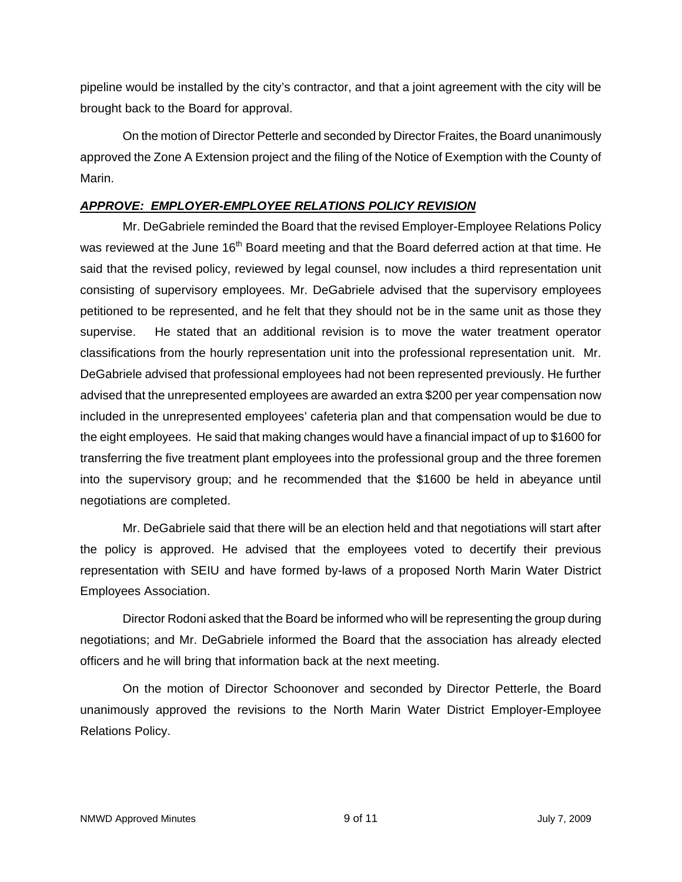pipeline would be installed by the city's contractor, and that a joint agreement with the city will be brought back to the Board for approval.

On the motion of Director Petterle and seconded by Director Fraites, the Board unanimously approved the Zone A Extension project and the filing of the Notice of Exemption with the County of Marin.

***APPROVE: EMPLOYER-EMPLOYEE RELATIONS POLICY REVISION***

Mr. DeGabriele reminded the Board that the revised Employer-Employee Relations Policy was reviewed at the June 16th Board meeting and that the Board deferred action at that time. He said that the revised policy, reviewed by legal counsel, now includes a third representation unit consisting of supervisory employees. Mr. DeGabriele advised that the supervisory employees petitioned to be represented, and he felt that they should not be in the same unit as those they supervise. He stated that an additional revision is to move the water treatment operator classifications from the hourly representation unit into the professional representation unit. Mr. DeGabriele advised that professional employees had not been represented previously. He further advised that the unrepresented employees are awarded an extra $200 per year compensation now included in the unrepresented employees' cafeteria plan and that compensation would be due to the eight employees. He said that making changes would have a financial impact of up to $1600 for transferring the five treatment plant employees into the professional group and the three foremen into the supervisory group; and he recommended that the $1600 be held in abeyance until negotiations are completed.

Mr. DeGabriele said that there will be an election held and that negotiations will start after the policy is approved. He advised that the employees voted to decertify their previous representation with SEIU and have formed by-laws of a proposed North Marin Water District Employees Association.

Director Rodoni asked that the Board be informed who will be representing the group during negotiations; and Mr. DeGabriele informed the Board that the association has already elected officers and he will bring that information back at the next meeting.

On the motion of Director Schoonover and seconded by Director Petterle, the Board unanimously approved the revisions to the North Marin Water District Employer-Employee Relations Policy.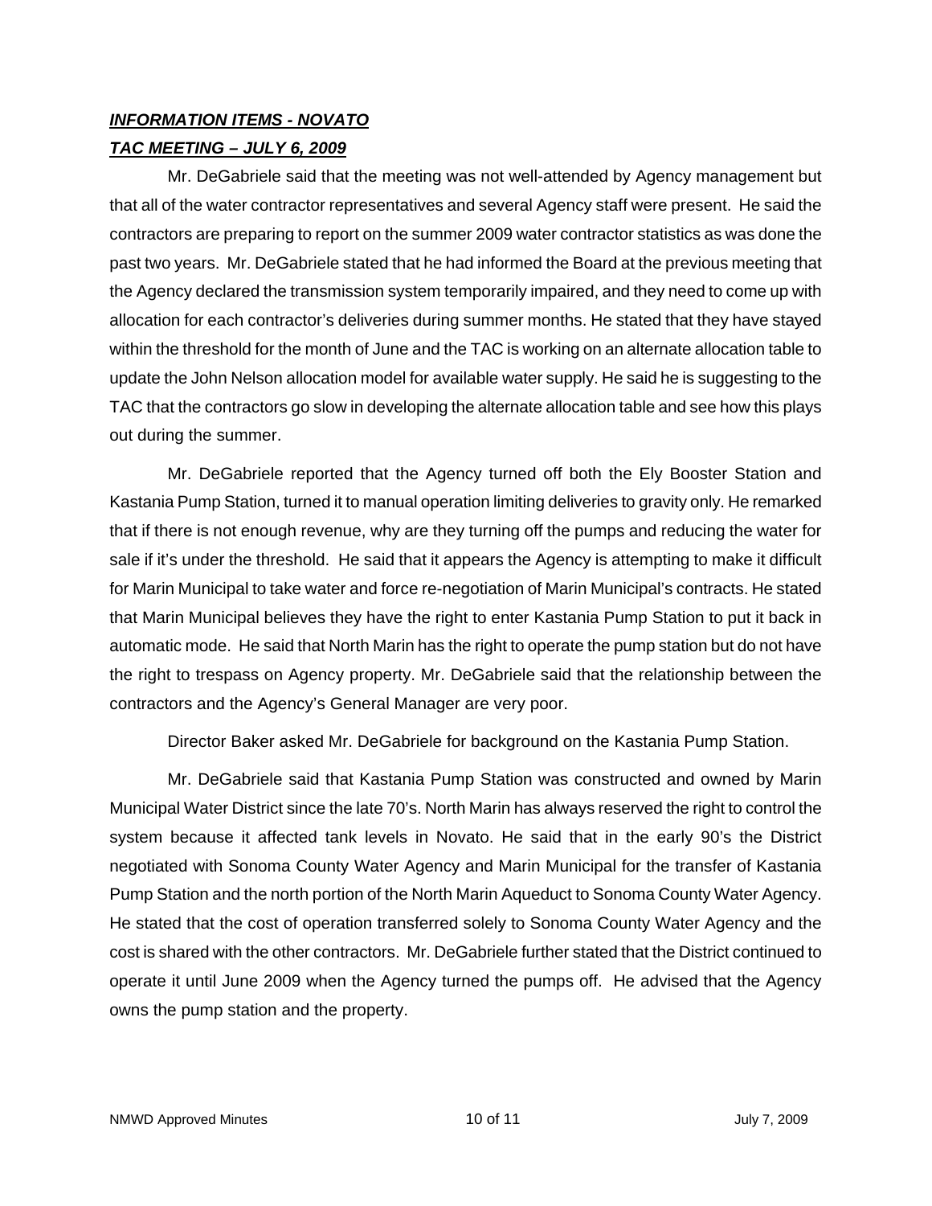***INFORMATION ITEMS - NOVATO***

***TAC MEETING – JULY 6, 2009***

Mr. DeGabriele said that the meeting was not well-attended by Agency management but that all of the water contractor representatives and several Agency staff were present. He said the contractors are preparing to report on the summer 2009 water contractor statistics as was done the past two years. Mr. DeGabriele stated that he had informed the Board at the previous meeting that the Agency declared the transmission system temporarily impaired, and they need to come up with allocation for each contractor's deliveries during summer months. He stated that they have stayed within the threshold for the month of June and the TAC is working on an alternate allocation table to update the John Nelson allocation model for available water supply. He said he is suggesting to the TAC that the contractors go slow in developing the alternate allocation table and see how this plays out during the summer.

Mr. DeGabriele reported that the Agency turned off both the Ely Booster Station and Kastania Pump Station, turned it to manual operation limiting deliveries to gravity only. He remarked that if there is not enough revenue, why are they turning off the pumps and reducing the water for sale if it's under the threshold. He said that it appears the Agency is attempting to make it difficult for Marin Municipal to take water and force re-negotiation of Marin Municipal's contracts. He stated that Marin Municipal believes they have the right to enter Kastania Pump Station to put it back in automatic mode. He said that North Marin has the right to operate the pump station but do not have the right to trespass on Agency property. Mr. DeGabriele said that the relationship between the contractors and the Agency's General Manager are very poor.

Director Baker asked Mr. DeGabriele for background on the Kastania Pump Station.

Mr. DeGabriele said that Kastania Pump Station was constructed and owned by Marin Municipal Water District since the late 70's. North Marin has always reserved the right to control the system because it affected tank levels in Novato. He said that in the early 90's the District negotiated with Sonoma County Water Agency and Marin Municipal for the transfer of Kastania Pump Station and the north portion of the North Marin Aqueduct to Sonoma County Water Agency. He stated that the cost of operation transferred solely to Sonoma County Water Agency and the cost is shared with the other contractors. Mr. DeGabriele further stated that the District continued to operate it until June 2009 when the Agency turned the pumps off. He advised that the Agency owns the pump station and the property.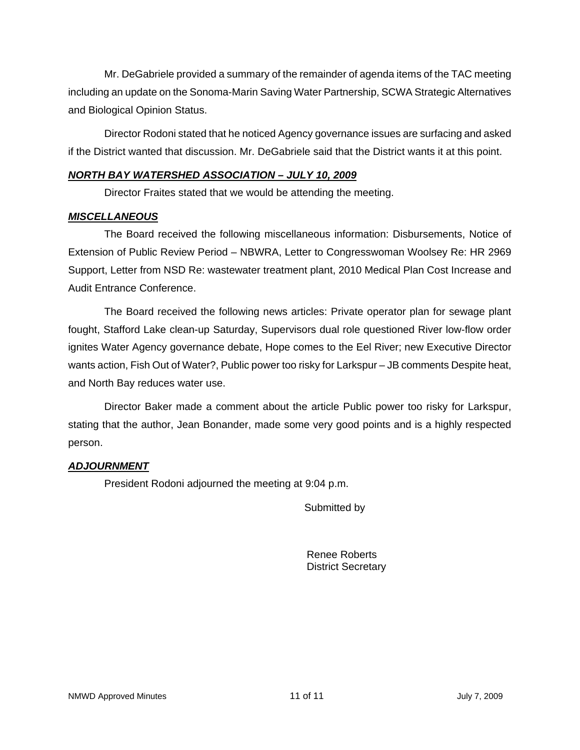Mr. DeGabriele provided a summary of the remainder of agenda items of the TAC meeting including an update on the Sonoma-Marin Saving Water Partnership, SCWA Strategic Alternatives and Biological Opinion Status.

Director Rodoni stated that he noticed Agency governance issues are surfacing and asked if the District wanted that discussion. Mr. DeGabriele said that the District wants it at this point.

***NORTH BAY WATERSHED ASSOCIATION – JULY 10, 2009***

Director Fraites stated that we would be attending the meeting.

***MISCELLANEOUS***

The Board received the following miscellaneous information: Disbursements, Notice of Extension of Public Review Period – NBWRA, Letter to Congresswoman Woolsey Re: HR 2969 Support, Letter from NSD Re: wastewater treatment plant, 2010 Medical Plan Cost Increase and Audit Entrance Conference.

The Board received the following news articles: Private operator plan for sewage plant fought, Stafford Lake clean-up Saturday, Supervisors dual role questioned River low-flow order ignites Water Agency governance debate, Hope comes to the Eel River; new Executive Director wants action, Fish Out of Water?, Public power too risky for Larkspur – JB comments Despite heat, and North Bay reduces water use.

Director Baker made a comment about the article Public power too risky for Larkspur, stating that the author, Jean Bonander, made some very good points and is a highly respected person.

***ADJOURNMENT***

President Rodoni adjourned the meeting at 9:04 p.m.

Submitted by

Renee Roberts
District Secretary